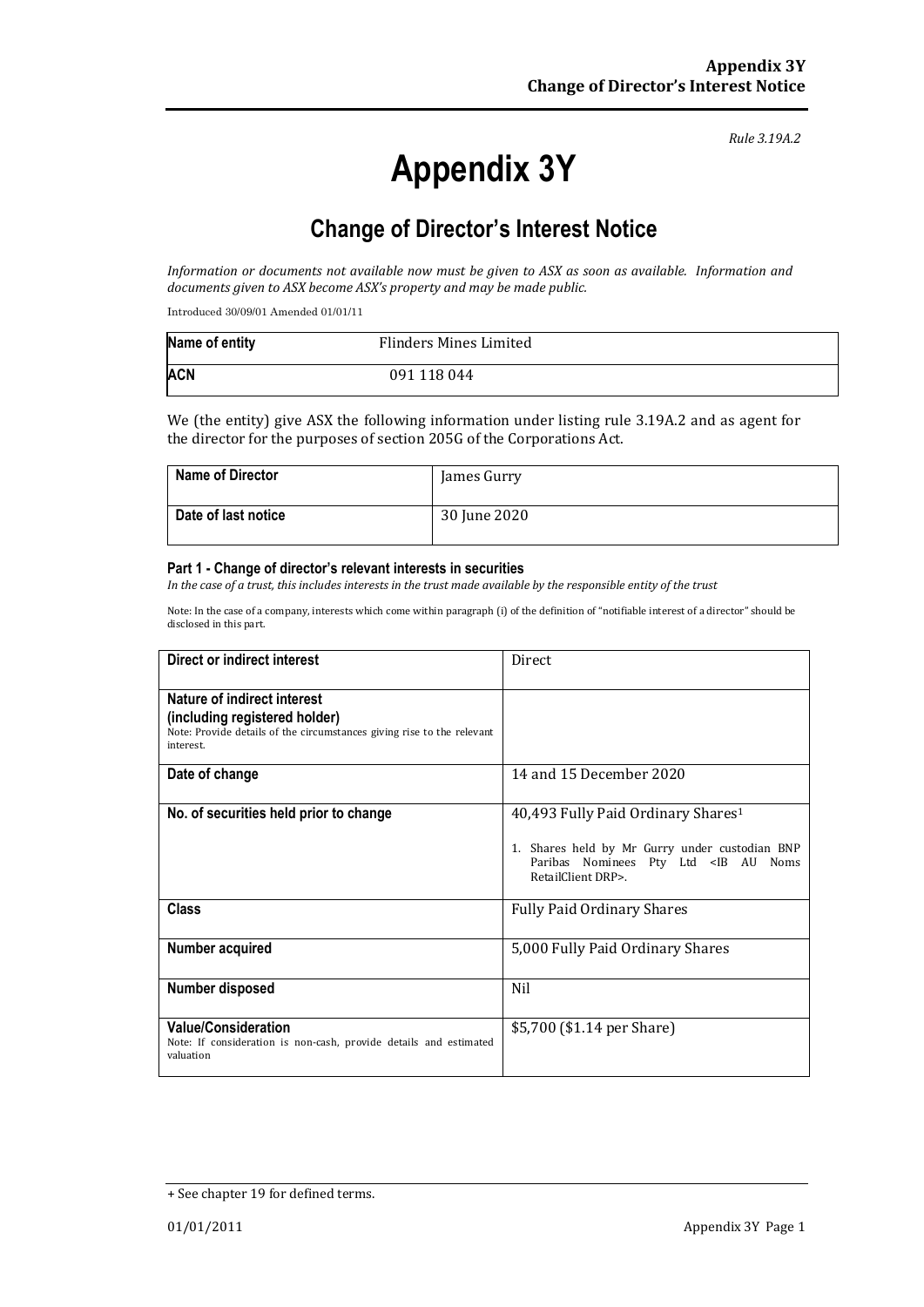*Rule 3.19A.2*

# Appendix 3Y

## Change of Director's Interest Notice

*Information or documents not available now must be given to ASX as soon as available. Information and documents given to ASX become ASX's property and may be made public.*

Introduced 30/09/01 Amended 01/01/11

| **Name of entity** | Flinders Mines Limited |
|---|---|
| **ACN** | 091 118 044 |

We (the entity) give ASX the following information under listing rule 3.19A.2 and as agent for the director for the purposes of section 205G of the Corporations Act.

| **Name of Director** | James Gurry |
|---|---|
| **Date of last notice** | 30 June 2020 |

#### Part 1 - Change of director's relevant interests in securities

*In the case of a trust, this includes interests in the trust made available by the responsible entity of the trust*

Note: In the case of a company, interests which come within paragraph (i) of the definition of "notifiable interest of a director" should be disclosed in this part.

| **Direct or indirect interest** | Direct |
|---|---|
| **Nature of indirect interest (including registered holder)**<br>Note: Provide details of the circumstances giving rise to the relevant interest. | |
| **Date of change** | 14 and 15 December 2020 |
| **No. of securities held prior to change** | 40,493 Fully Paid Ordinary Shares[1]<br><br>1. Shares held by Mr Gurry under custodian BNP Paribas Nominees Pty Ltd <IB AU Noms RetailClient DRP>. |
| **Class** | Fully Paid Ordinary Shares |
| **Number acquired** | 5,000 Fully Paid Ordinary Shares |
| **Number disposed** | Nil |
| **Value/Consideration**<br>Note: If consideration is non-cash, provide details and estimated valuation | $5,700 ($1.14 per Share) |

+ See chapter 19 for defined terms.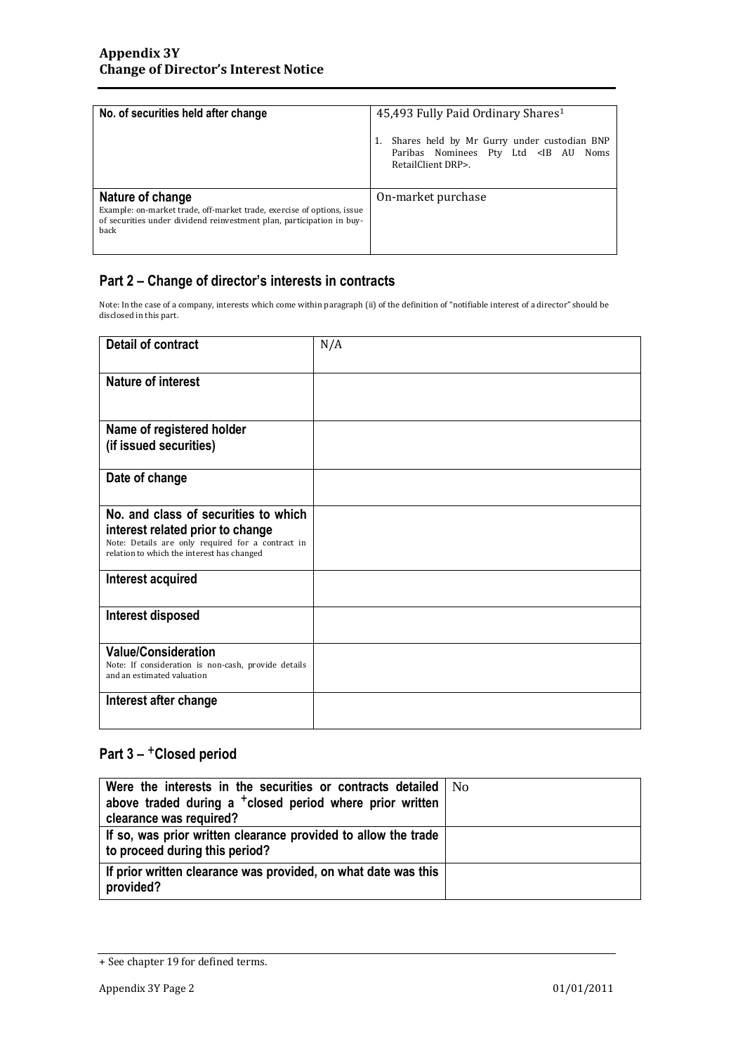| | |
|---|---|
| **No. of securities held after change** | 45,493 Fully Paid Ordinary Shares[1]<br><br>1. Shares held by Mr Gurry under custodian BNP Paribas Nominees Pty Ltd <IB AU Noms RetailClient DRP>. |
| **Nature of change**<br>Example: on-market trade, off-market trade, exercise of options, issue of securities under dividend reinvestment plan, participation in buy-back | On-market purchase |

## Part 2 – Change of director's interests in contracts

Note: In the case of a company, interests which come within paragraph (ii) of the definition of "notifiable interest of a director" should be disclosed in this part.

| | |
|---|---|
| **Detail of contract** | N/A |
| **Nature of interest** | |
| **Name of registered holder (if issued securities)** | |
| **Date of change** | |
| **No. and class of securities to which interest related prior to change**<br>Note: Details are only required for a contract in relation to which the interest has changed | |
| **Interest acquired** | |
| **Interest disposed** | |
| **Value/Consideration**<br>Note: If consideration is non-cash, provide details and an estimated valuation | |
| **Interest after change** | |

## Part 3 – +Closed period

| | |
|---|---|
| **Were the interests in the securities or contracts detailed above traded during a +closed period where prior written clearance was required?** | No |
| **If so, was prior written clearance provided to allow the trade to proceed during this period?** | |
| **If prior written clearance was provided, on what date was this provided?** | |

+ See chapter 19 for defined terms.